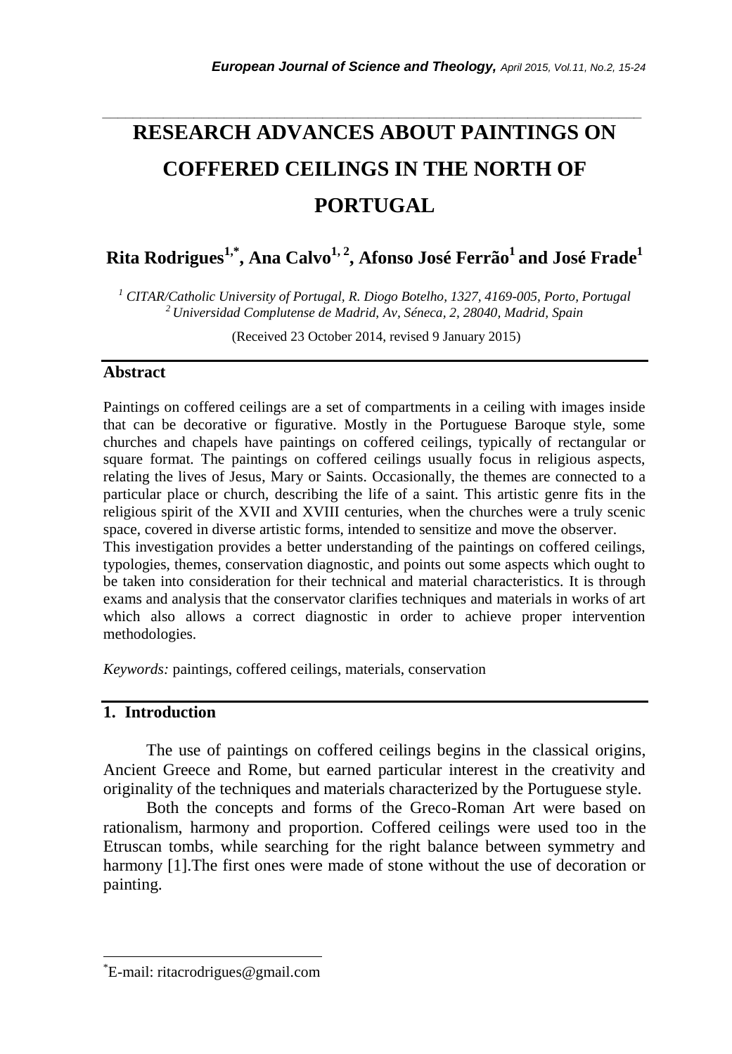# RESEARCH ADVANCES ABOUT PAINTINGS ON COFFERED CEILINGS IN THE NORTH OF PORTUGAL

**Rita Rodrigues[1,*], Ana Calvo[1, 2], Afonso José Ferrão[1] and José Frade[1]**

*[1] CITAR/Catholic University of Portugal, R. Diogo Botelho, 1327, 4169-005, Porto, Portugal*
*[2] Universidad Complutense de Madrid, Av, Séneca, 2, 28040, Madrid, Spain*

(Received 23 October 2014, revised 9 January 2015)

## Abstract

Paintings on coffered ceilings are a set of compartments in a ceiling with images inside that can be decorative or figurative. Mostly in the Portuguese Baroque style, some churches and chapels have paintings on coffered ceilings, typically of rectangular or square format. The paintings on coffered ceilings usually focus in religious aspects, relating the lives of Jesus, Mary or Saints. Occasionally, the themes are connected to a particular place or church, describing the life of a saint. This artistic genre fits in the religious spirit of the XVII and XVIII centuries, when the churches were a truly scenic space, covered in diverse artistic forms, intended to sensitize and move the observer.
This investigation provides a better understanding of the paintings on coffered ceilings, typologies, themes, conservation diagnostic, and points out some aspects which ought to be taken into consideration for their technical and material characteristics. It is through exams and analysis that the conservator clarifies techniques and materials in works of art which also allows a correct diagnostic in order to achieve proper intervention methodologies.

*Keywords:* paintings, coffered ceilings, materials, conservation

## 1. Introduction

The use of paintings on coffered ceilings begins in the classical origins, Ancient Greece and Rome, but earned particular interest in the creativity and originality of the techniques and materials characterized by the Portuguese style.

Both the concepts and forms of the Greco-Roman Art were based on rationalism, harmony and proportion. Coffered ceilings were used too in the Etruscan tombs, while searching for the right balance between symmetry and harmony [1].The first ones were made of stone without the use of decoration or painting.

*E-mail: ritacrodrigues@gmail.com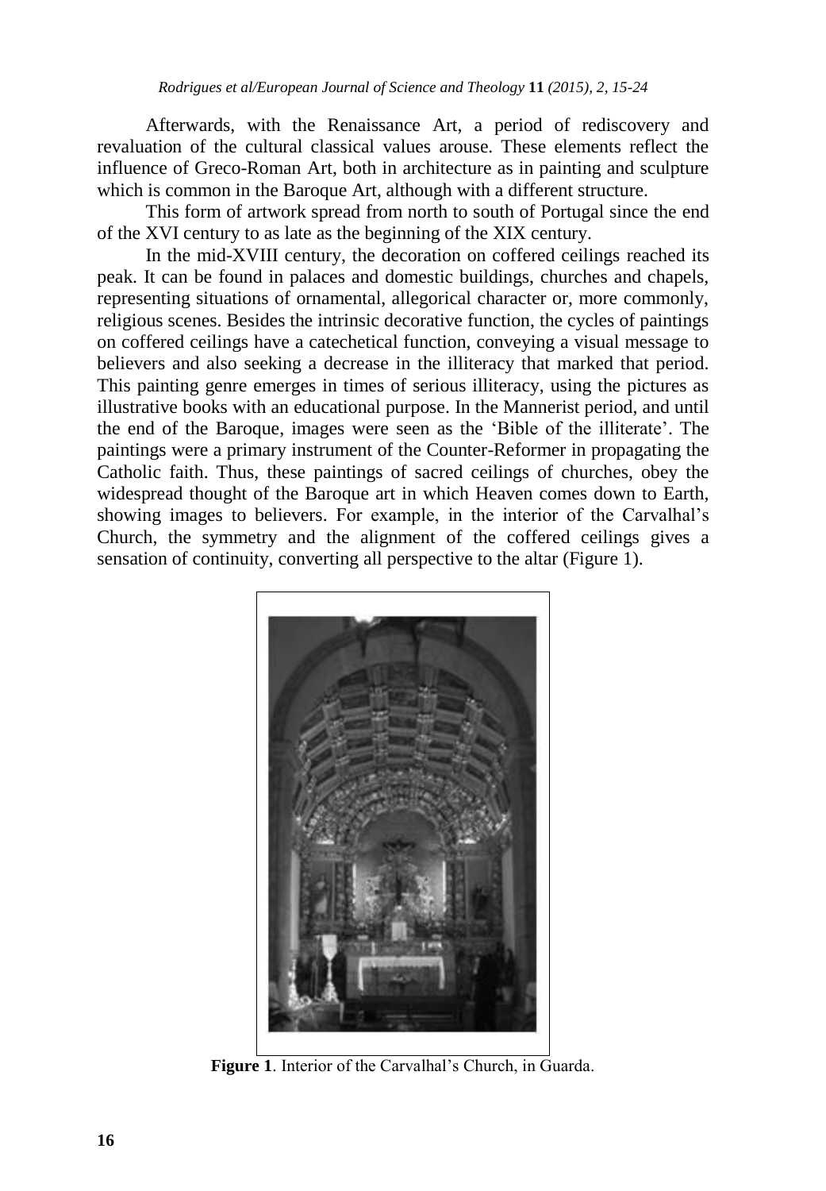Afterwards, with the Renaissance Art, a period of rediscovery and revaluation of the cultural classical values arouse. These elements reflect the influence of Greco-Roman Art, both in architecture as in painting and sculpture which is common in the Baroque Art, although with a different structure.

This form of artwork spread from north to south of Portugal since the end of the XVI century to as late as the beginning of the XIX century.

In the mid-XVIII century, the decoration on coffered ceilings reached its peak. It can be found in palaces and domestic buildings, churches and chapels, representing situations of ornamental, allegorical character or, more commonly, religious scenes. Besides the intrinsic decorative function, the cycles of paintings on coffered ceilings have a catechetical function, conveying a visual message to believers and also seeking a decrease in the illiteracy that marked that period. This painting genre emerges in times of serious illiteracy, using the pictures as illustrative books with an educational purpose. In the Mannerist period, and until the end of the Baroque, images were seen as the 'Bible of the illiterate'. The paintings were a primary instrument of the Counter-Reformer in propagating the Catholic faith. Thus, these paintings of sacred ceilings of churches, obey the widespread thought of the Baroque art in which Heaven comes down to Earth, showing images to believers. For example, in the interior of the Carvalhal's Church, the symmetry and the alignment of the coffered ceilings gives a sensation of continuity, converting all perspective to the altar (Figure 1).

**Figure 1**. Interior of the Carvalhal's Church, in Guarda.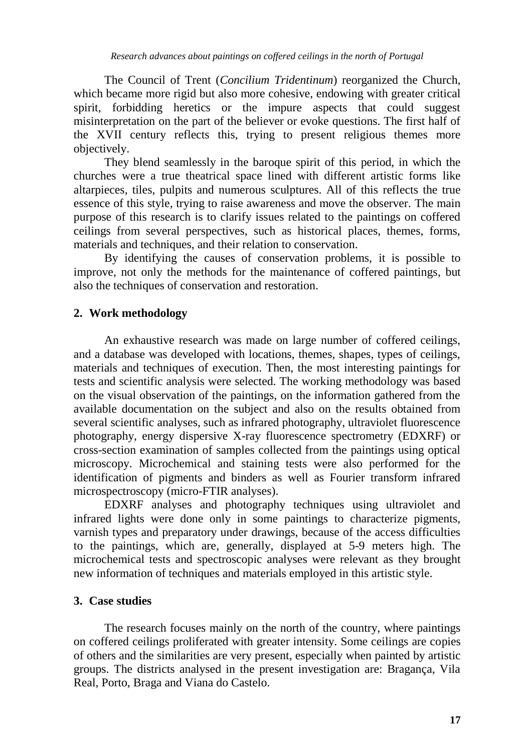The Council of Trent (*Concilium Tridentinum*) reorganized the Church, which became more rigid but also more cohesive, endowing with greater critical spirit, forbidding heretics or the impure aspects that could suggest misinterpretation on the part of the believer or evoke questions. The first half of the XVII century reflects this, trying to present religious themes more objectively.

They blend seamlessly in the baroque spirit of this period, in which the churches were a true theatrical space lined with different artistic forms like altarpieces, tiles, pulpits and numerous sculptures. All of this reflects the true essence of this style, trying to raise awareness and move the observer. The main purpose of this research is to clarify issues related to the paintings on coffered ceilings from several perspectives, such as historical places, themes, forms, materials and techniques, and their relation to conservation.

By identifying the causes of conservation problems, it is possible to improve, not only the methods for the maintenance of coffered paintings, but also the techniques of conservation and restoration.

## 2. Work methodology

An exhaustive research was made on large number of coffered ceilings, and a database was developed with locations, themes, shapes, types of ceilings, materials and techniques of execution. Then, the most interesting paintings for tests and scientific analysis were selected. The working methodology was based on the visual observation of the paintings, on the information gathered from the available documentation on the subject and also on the results obtained from several scientific analyses, such as infrared photography, ultraviolet fluorescence photography, energy dispersive X-ray fluorescence spectrometry (EDXRF) or cross-section examination of samples collected from the paintings using optical microscopy. Microchemical and staining tests were also performed for the identification of pigments and binders as well as Fourier transform infrared microspectroscopy (micro-FTIR analyses).

EDXRF analyses and photography techniques using ultraviolet and infrared lights were done only in some paintings to characterize pigments, varnish types and preparatory under drawings, because of the access difficulties to the paintings, which are, generally, displayed at 5-9 meters high. The microchemical tests and spectroscopic analyses were relevant as they brought new information of techniques and materials employed in this artistic style.

## 3. Case studies

The research focuses mainly on the north of the country, where paintings on coffered ceilings proliferated with greater intensity. Some ceilings are copies of others and the similarities are very present, especially when painted by artistic groups. The districts analysed in the present investigation are: Bragança, Vila Real, Porto, Braga and Viana do Castelo.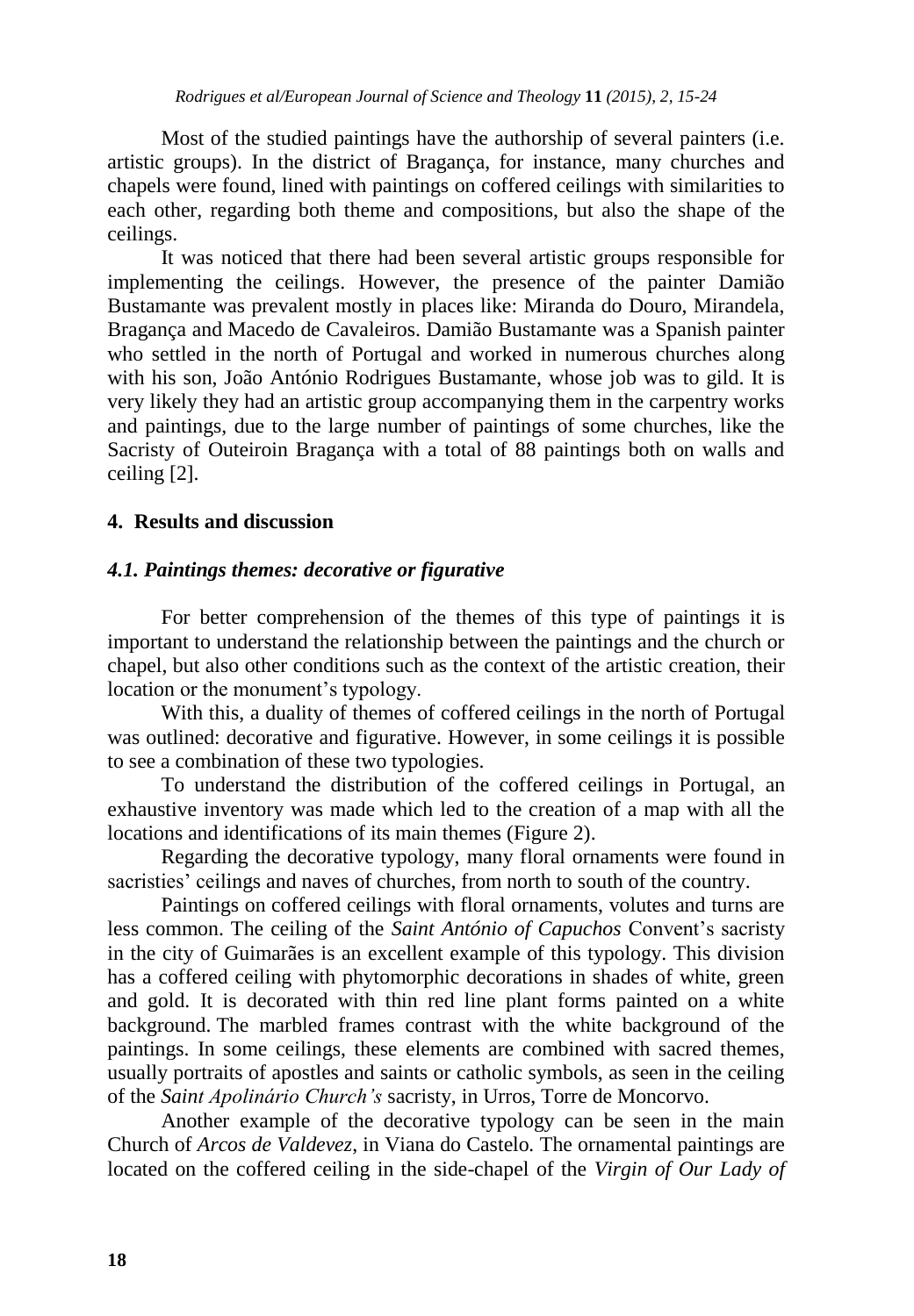Most of the studied paintings have the authorship of several painters (i.e. artistic groups). In the district of Bragança, for instance, many churches and chapels were found, lined with paintings on coffered ceilings with similarities to each other, regarding both theme and compositions, but also the shape of the ceilings.

It was noticed that there had been several artistic groups responsible for implementing the ceilings. However, the presence of the painter Damião Bustamante was prevalent mostly in places like: Miranda do Douro, Mirandela, Bragança and Macedo de Cavaleiros. Damião Bustamante was a Spanish painter who settled in the north of Portugal and worked in numerous churches along with his son, João António Rodrigues Bustamante, whose job was to gild. It is very likely they had an artistic group accompanying them in the carpentry works and paintings, due to the large number of paintings of some churches, like the Sacristy of Outeiroin Bragança with a total of 88 paintings both on walls and ceiling [2].

## 4. Results and discussion

### *4.1. Paintings themes: decorative or figurative*

For better comprehension of the themes of this type of paintings it is important to understand the relationship between the paintings and the church or chapel, but also other conditions such as the context of the artistic creation, their location or the monument's typology.

With this, a duality of themes of coffered ceilings in the north of Portugal was outlined: decorative and figurative. However, in some ceilings it is possible to see a combination of these two typologies.

To understand the distribution of the coffered ceilings in Portugal, an exhaustive inventory was made which led to the creation of a map with all the locations and identifications of its main themes (Figure 2).

Regarding the decorative typology, many floral ornaments were found in sacristies' ceilings and naves of churches, from north to south of the country.

Paintings on coffered ceilings with floral ornaments, volutes and turns are less common. The ceiling of the *Saint António of Capuchos* Convent's sacristy in the city of Guimarães is an excellent example of this typology. This division has a coffered ceiling with phytomorphic decorations in shades of white, green and gold. It is decorated with thin red line plant forms painted on a white background. The marbled frames contrast with the white background of the paintings. In some ceilings, these elements are combined with sacred themes, usually portraits of apostles and saints or catholic symbols, as seen in the ceiling of the *Saint Apolinário Church's* sacristy, in Urros, Torre de Moncorvo.

Another example of the decorative typology can be seen in the main Church of *Arcos de Valdevez,* in Viana do Castelo. The ornamental paintings are located on the coffered ceiling in the side-chapel of the *Virgin of Our Lady of*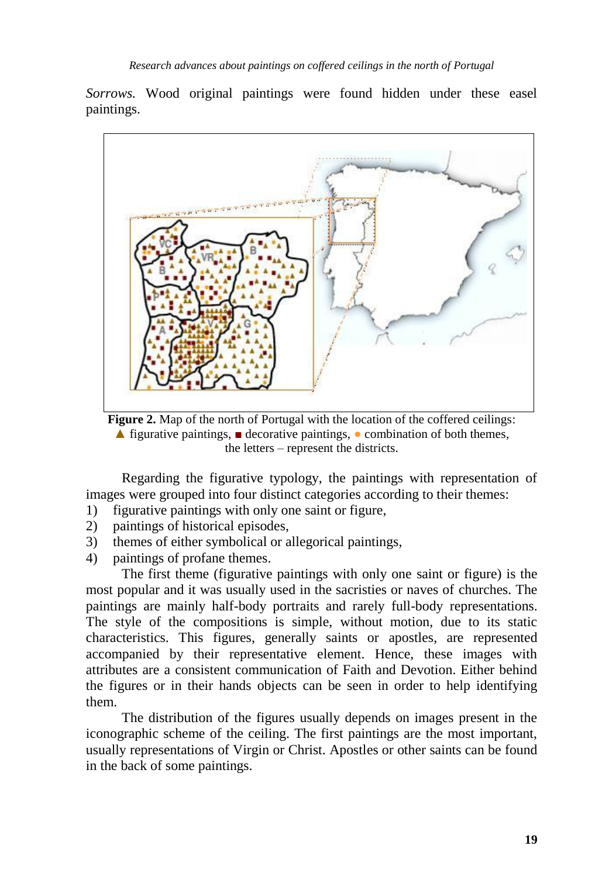*Sorrows.* Wood original paintings were found hidden under these easel paintings.

**Figure 2.** Map of the north of Portugal with the location of the coffered ceilings: ▲ figurative paintings, ■ decorative paintings, ● combination of both themes, the letters – represent the districts.

Regarding the figurative typology, the paintings with representation of images were grouped into four distinct categories according to their themes:

1) figurative paintings with only one saint or figure,
2) paintings of historical episodes,
3) themes of either symbolical or allegorical paintings,
4) paintings of profane themes.

The first theme (figurative paintings with only one saint or figure) is the most popular and it was usually used in the sacristies or naves of churches. The paintings are mainly half-body portraits and rarely full-body representations. The style of the compositions is simple, without motion, due to its static characteristics. This figures, generally saints or apostles, are represented accompanied by their representative element. Hence, these images with attributes are a consistent communication of Faith and Devotion. Either behind the figures or in their hands objects can be seen in order to help identifying them.

The distribution of the figures usually depends on images present in the iconographic scheme of the ceiling. The first paintings are the most important, usually representations of Virgin or Christ. Apostles or other saints can be found in the back of some paintings.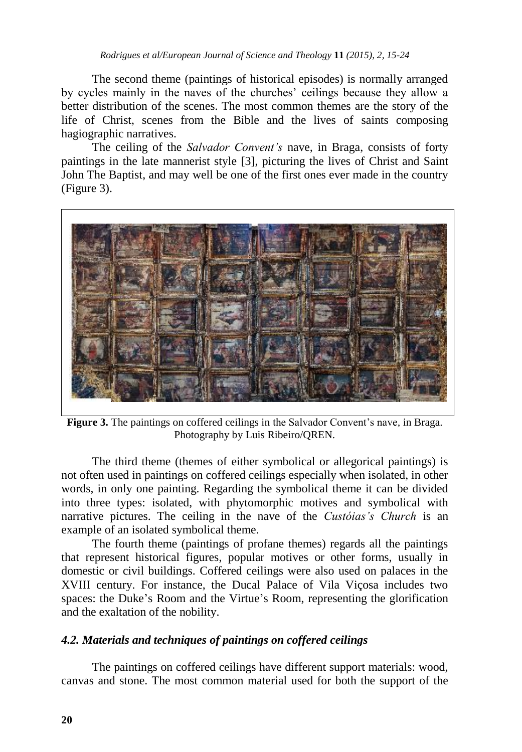The second theme (paintings of historical episodes) is normally arranged by cycles mainly in the naves of the churches' ceilings because they allow a better distribution of the scenes. The most common themes are the story of the life of Christ, scenes from the Bible and the lives of saints composing hagiographic narratives.

The ceiling of the *Salvador Convent's* nave, in Braga, consists of forty paintings in the late mannerist style [3], picturing the lives of Christ and Saint John The Baptist, and may well be one of the first ones ever made in the country (Figure 3).

**Figure 3.** The paintings on coffered ceilings in the Salvador Convent's nave, in Braga. Photography by Luis Ribeiro/QREN.

The third theme (themes of either symbolical or allegorical paintings) is not often used in paintings on coffered ceilings especially when isolated, in other words, in only one painting. Regarding the symbolical theme it can be divided into three types: isolated, with phytomorphic motives and symbolical with narrative pictures. The ceiling in the nave of the *Custóias's Church* is an example of an isolated symbolical theme.

The fourth theme (paintings of profane themes) regards all the paintings that represent historical figures, popular motives or other forms, usually in domestic or civil buildings. Coffered ceilings were also used on palaces in the XVIII century. For instance, the Ducal Palace of Vila Viçosa includes two spaces: the Duke's Room and the Virtue's Room, representing the glorification and the exaltation of the nobility.

### *4.2. Materials and techniques of paintings on coffered ceilings*

The paintings on coffered ceilings have different support materials: wood, canvas and stone. The most common material used for both the support of the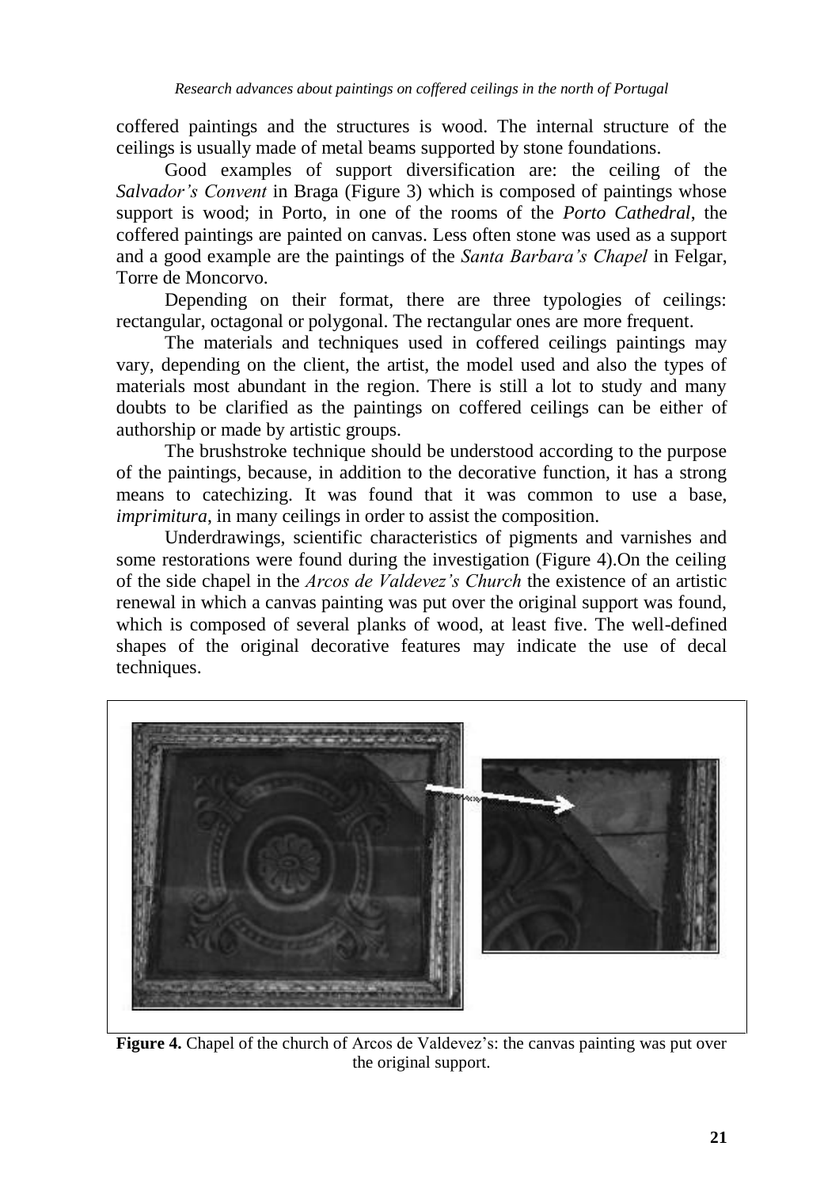coffered paintings and the structures is wood. The internal structure of the ceilings is usually made of metal beams supported by stone foundations.

Good examples of support diversification are: the ceiling of the *Salvador's Convent* in Braga (Figure 3) which is composed of paintings whose support is wood; in Porto, in one of the rooms of the *Porto Cathedral*, the coffered paintings are painted on canvas. Less often stone was used as a support and a good example are the paintings of the *Santa Barbara's Chapel* in Felgar, Torre de Moncorvo.

Depending on their format, there are three typologies of ceilings: rectangular, octagonal or polygonal. The rectangular ones are more frequent.

The materials and techniques used in coffered ceilings paintings may vary, depending on the client, the artist, the model used and also the types of materials most abundant in the region. There is still a lot to study and many doubts to be clarified as the paintings on coffered ceilings can be either of authorship or made by artistic groups.

The brushstroke technique should be understood according to the purpose of the paintings, because, in addition to the decorative function, it has a strong means to catechizing. It was found that it was common to use a base, *imprimitura*, in many ceilings in order to assist the composition.

Underdrawings, scientific characteristics of pigments and varnishes and some restorations were found during the investigation (Figure 4).On the ceiling of the side chapel in the *Arcos de Valdevez's Church* the existence of an artistic renewal in which a canvas painting was put over the original support was found, which is composed of several planks of wood, at least five. The well-defined shapes of the original decorative features may indicate the use of decal techniques.

**Figure 4.** Chapel of the church of Arcos de Valdevez's: the canvas painting was put over the original support.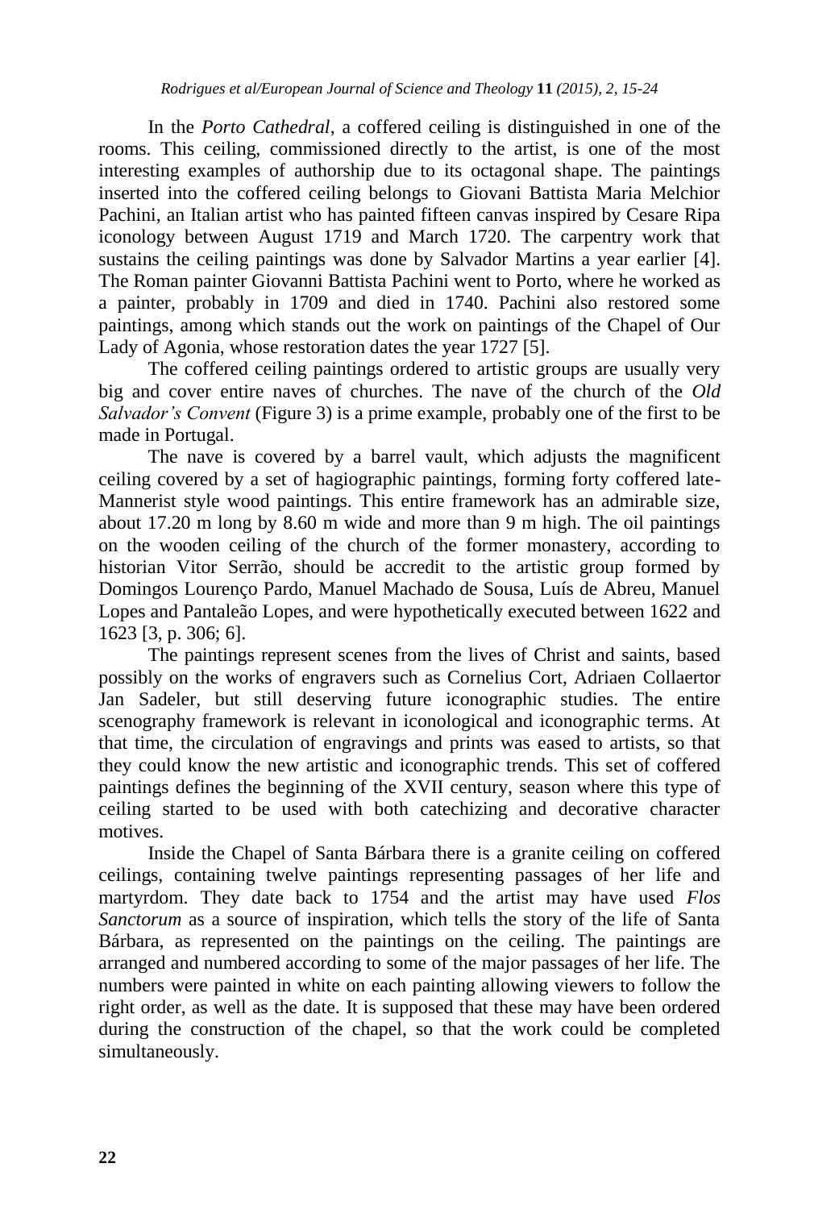In the *Porto Cathedral*, a coffered ceiling is distinguished in one of the rooms. This ceiling, commissioned directly to the artist, is one of the most interesting examples of authorship due to its octagonal shape. The paintings inserted into the coffered ceiling belongs to Giovani Battista Maria Melchior Pachini, an Italian artist who has painted fifteen canvas inspired by Cesare Ripa iconology between August 1719 and March 1720. The carpentry work that sustains the ceiling paintings was done by Salvador Martins a year earlier [4]. The Roman painter Giovanni Battista Pachini went to Porto, where he worked as a painter, probably in 1709 and died in 1740. Pachini also restored some paintings, among which stands out the work on paintings of the Chapel of Our Lady of Agonia, whose restoration dates the year 1727 [5].

The coffered ceiling paintings ordered to artistic groups are usually very big and cover entire naves of churches. The nave of the church of the *Old Salvador's Convent* (Figure 3) is a prime example, probably one of the first to be made in Portugal.

The nave is covered by a barrel vault, which adjusts the magnificent ceiling covered by a set of hagiographic paintings, forming forty coffered late-Mannerist style wood paintings. This entire framework has an admirable size, about 17.20 m long by 8.60 m wide and more than 9 m high. The oil paintings on the wooden ceiling of the church of the former monastery, according to historian Vitor Serrão, should be accredit to the artistic group formed by Domingos Lourenço Pardo, Manuel Machado de Sousa, Luís de Abreu, Manuel Lopes and Pantaleão Lopes, and were hypothetically executed between 1622 and 1623 [3, p. 306; 6].

The paintings represent scenes from the lives of Christ and saints, based possibly on the works of engravers such as Cornelius Cort, Adriaen Collaertor Jan Sadeler, but still deserving future iconographic studies. The entire scenography framework is relevant in iconological and iconographic terms. At that time, the circulation of engravings and prints was eased to artists, so that they could know the new artistic and iconographic trends. This set of coffered paintings defines the beginning of the XVII century, season where this type of ceiling started to be used with both catechizing and decorative character motives.

Inside the Chapel of Santa Bárbara there is a granite ceiling on coffered ceilings, containing twelve paintings representing passages of her life and martyrdom. They date back to 1754 and the artist may have used *Flos Sanctorum* as a source of inspiration, which tells the story of the life of Santa Bárbara, as represented on the paintings on the ceiling. The paintings are arranged and numbered according to some of the major passages of her life. The numbers were painted in white on each painting allowing viewers to follow the right order, as well as the date. It is supposed that these may have been ordered during the construction of the chapel, so that the work could be completed simultaneously.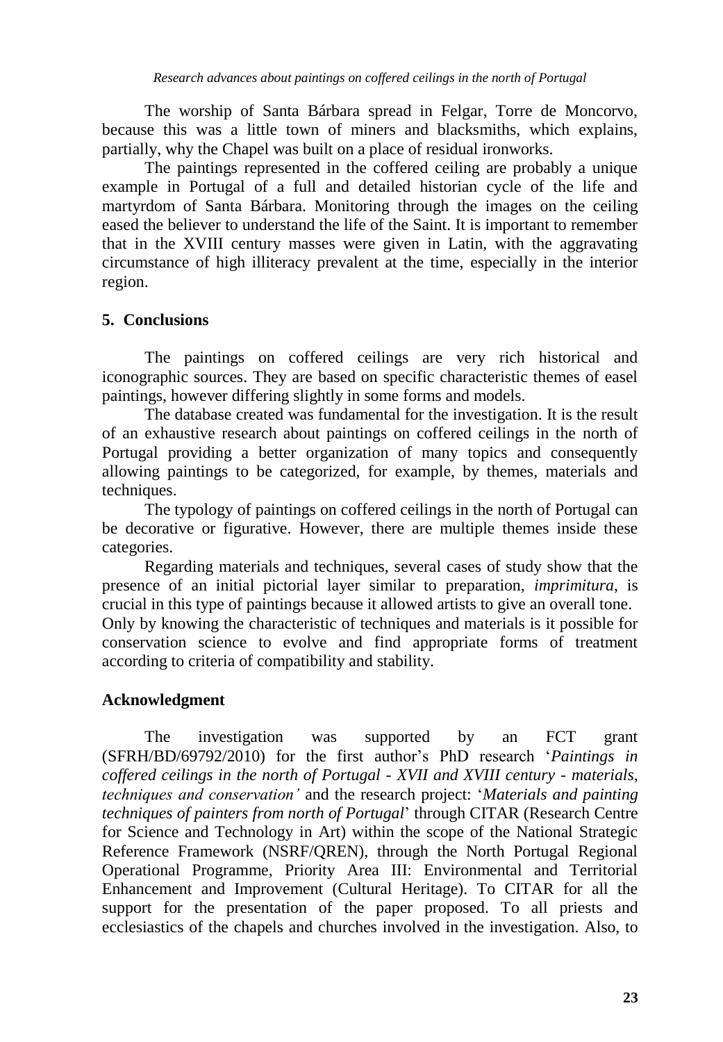The worship of Santa Bárbara spread in Felgar, Torre de Moncorvo, because this was a little town of miners and blacksmiths, which explains, partially, why the Chapel was built on a place of residual ironworks.

The paintings represented in the coffered ceiling are probably a unique example in Portugal of a full and detailed historian cycle of the life and martyrdom of Santa Bárbara. Monitoring through the images on the ceiling eased the believer to understand the life of the Saint. It is important to remember that in the XVIII century masses were given in Latin, with the aggravating circumstance of high illiteracy prevalent at the time, especially in the interior region.

## 5. Conclusions

The paintings on coffered ceilings are very rich historical and iconographic sources. They are based on specific characteristic themes of easel paintings, however differing slightly in some forms and models.

The database created was fundamental for the investigation. It is the result of an exhaustive research about paintings on coffered ceilings in the north of Portugal providing a better organization of many topics and consequently allowing paintings to be categorized, for example, by themes, materials and techniques.

The typology of paintings on coffered ceilings in the north of Portugal can be decorative or figurative. However, there are multiple themes inside these categories.

Regarding materials and techniques, several cases of study show that the presence of an initial pictorial layer similar to preparation, *imprimitura*, is crucial in this type of paintings because it allowed artists to give an overall tone. Only by knowing the characteristic of techniques and materials is it possible for conservation science to evolve and find appropriate forms of treatment according to criteria of compatibility and stability.

## Acknowledgment

The investigation was supported by an FCT grant (SFRH/BD/69792/2010) for the first author's PhD research '*Paintings in coffered ceilings in the north of Portugal - XVII and XVIII century - materials, techniques and conservation'* and the research project: '*Materials and painting techniques of painters from north of Portugal*' through CITAR (Research Centre for Science and Technology in Art) within the scope of the National Strategic Reference Framework (NSRF/QREN), through the North Portugal Regional Operational Programme, Priority Area III: Environmental and Territorial Enhancement and Improvement (Cultural Heritage). To CITAR for all the support for the presentation of the paper proposed. To all priests and ecclesiastics of the chapels and churches involved in the investigation. Also, to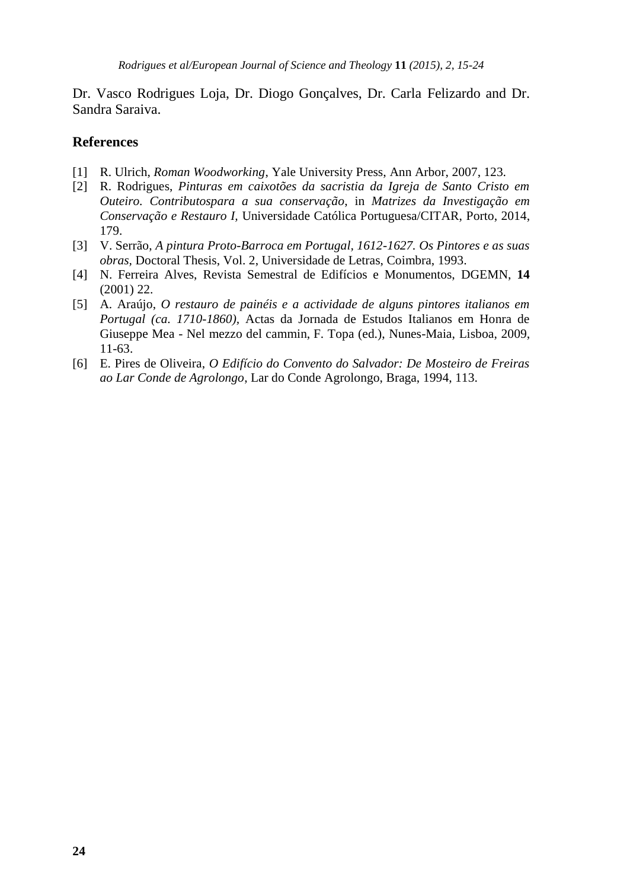Dr. Vasco Rodrigues Loja, Dr. Diogo Gonçalves, Dr. Carla Felizardo and Dr. Sandra Saraiva.

## References

[1] R. Ulrich, *Roman Woodworking*, Yale University Press, Ann Arbor, 2007, 123.

[2] R. Rodrigues, *Pinturas em caixotões da sacristia da Igreja de Santo Cristo em Outeiro. Contributospara a sua conservação*, in *Matrizes da Investigação em Conservação e Restauro I*, Universidade Católica Portuguesa/CITAR, Porto, 2014, 179.

[3] V. Serrão, *A pintura Proto-Barroca em Portugal, 1612-1627. Os Pintores e as suas obras*, Doctoral Thesis, Vol. 2, Universidade de Letras, Coimbra, 1993.

[4] N. Ferreira Alves, Revista Semestral de Edifícios e Monumentos, DGEMN, **14** (2001) 22.

[5] A. Araújo, *O restauro de painéis e a actividade de alguns pintores italianos em Portugal (ca. 1710-1860)*, Actas da Jornada de Estudos Italianos em Honra de Giuseppe Mea - Nel mezzo del cammin, F. Topa (ed.), Nunes-Maia, Lisboa, 2009, 11-63.

[6] E. Pires de Oliveira, *O Edifício do Convento do Salvador: De Mosteiro de Freiras ao Lar Conde de Agrolongo*, Lar do Conde Agrolongo, Braga, 1994, 113.